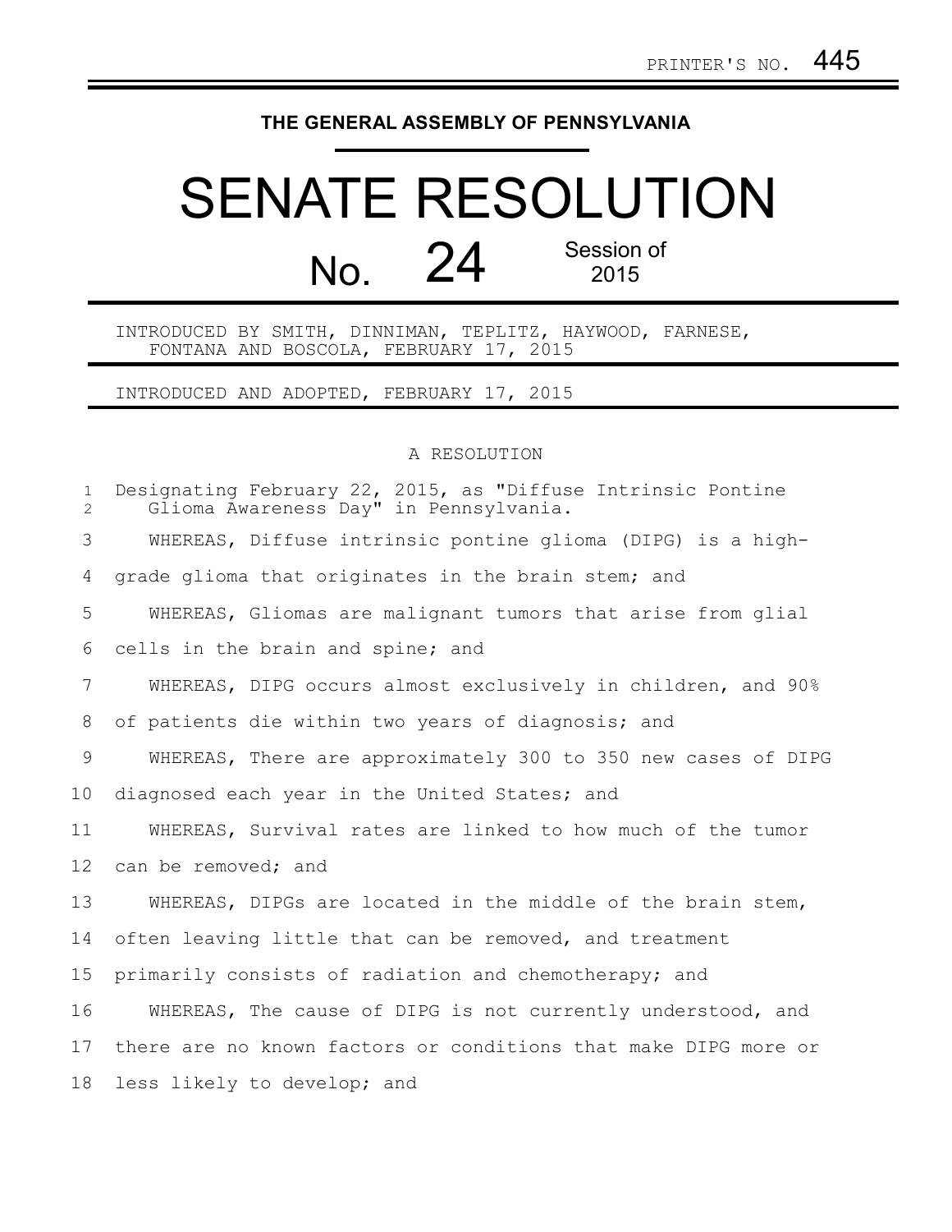PRINTER'S NO. 445

**THE GENERAL ASSEMBLY OF PENNSYLVANIA**

# SENATE RESOLUTION

## No. 24 Session of 2015

INTRODUCED BY SMITH, DINNIMAN, TEPLITZ, HAYWOOD, FARNESE, FONTANA AND BOSCOLA, FEBRUARY 17, 2015

INTRODUCED AND ADOPTED, FEBRUARY 17, 2015

A RESOLUTION

Designating February 22, 2015, as "Diffuse Intrinsic Pontine Glioma Awareness Day" in Pennsylvania.

WHEREAS, Diffuse intrinsic pontine glioma (DIPG) is a high-grade glioma that originates in the brain stem; and

WHEREAS, Gliomas are malignant tumors that arise from glial cells in the brain and spine; and

WHEREAS, DIPG occurs almost exclusively in children, and 90% of patients die within two years of diagnosis; and

WHEREAS, There are approximately 300 to 350 new cases of DIPG diagnosed each year in the United States; and

WHEREAS, Survival rates are linked to how much of the tumor can be removed; and

WHEREAS, DIPGs are located in the middle of the brain stem, often leaving little that can be removed, and treatment primarily consists of radiation and chemotherapy; and

WHEREAS, The cause of DIPG is not currently understood, and there are no known factors or conditions that make DIPG more or less likely to develop; and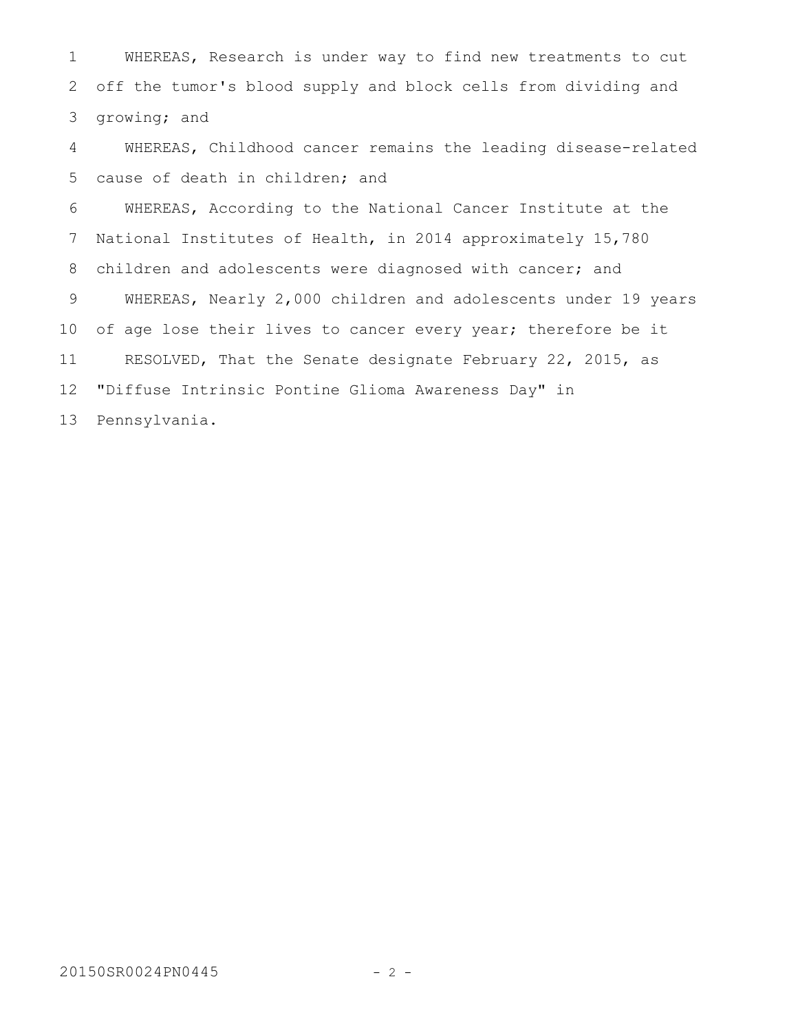WHEREAS, Research is under way to find new treatments to cut off the tumor's blood supply and block cells from dividing and growing; and

WHEREAS, Childhood cancer remains the leading disease-related cause of death in children; and

WHEREAS, According to the National Cancer Institute at the National Institutes of Health, in 2014 approximately 15,780 children and adolescents were diagnosed with cancer; and

WHEREAS, Nearly 2,000 children and adolescents under 19 years of age lose their lives to cancer every year; therefore be it

RESOLVED, That the Senate designate February 22, 2015, as "Diffuse Intrinsic Pontine Glioma Awareness Day" in Pennsylvania.